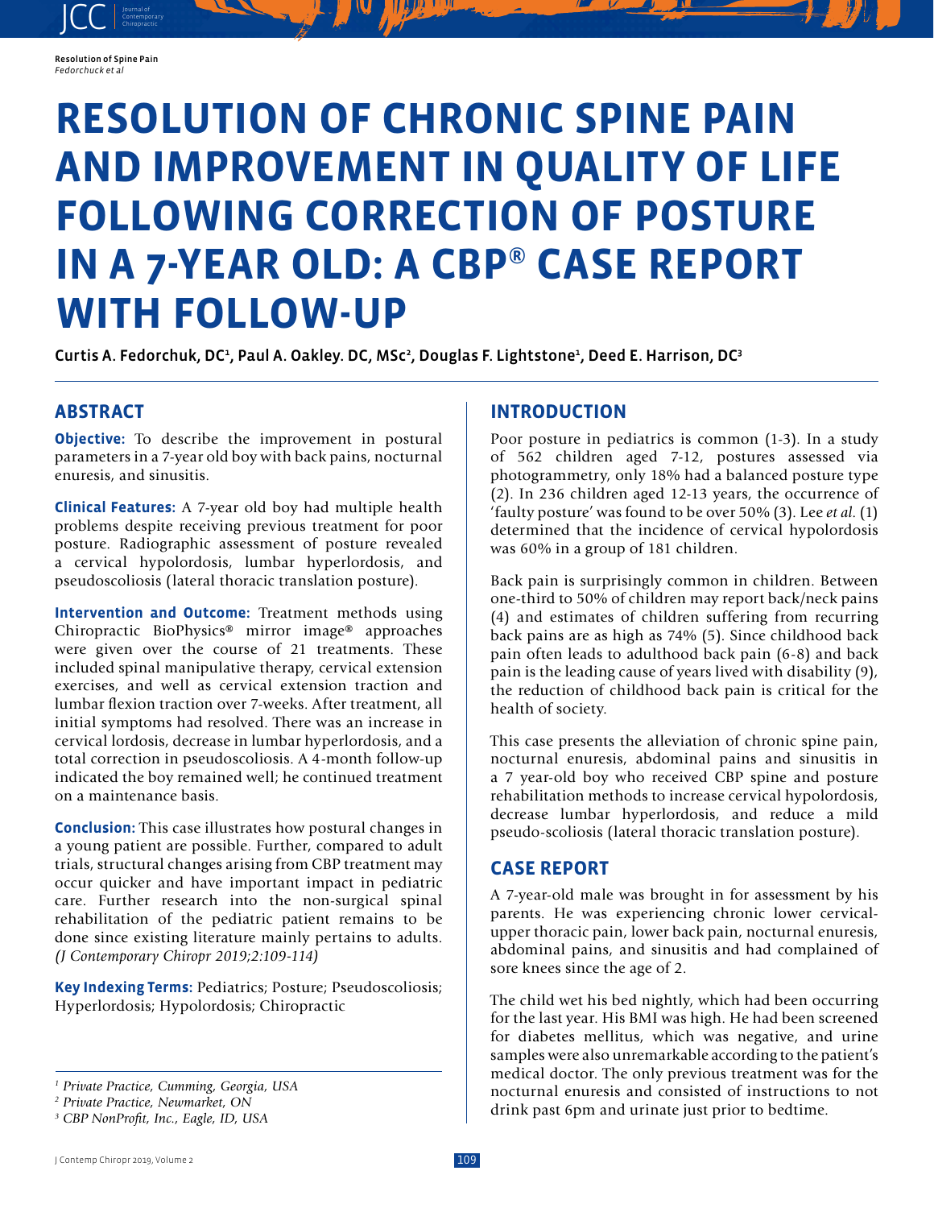# RESOLUTION OF CHRONIC SPINE PAIN AND IMPROVEMENT IN QUALITY OF LIFE FOLLOWING CORRECTION OF POSTURE IN A 7-YEAR OLD: A CBP® CASE REPORT WITH FOLLOW-UP

Curtis A. Fedorchuk, DC[1], Paul A. Oakley. DC, MSc[2], Douglas F. Lightstone[1], Deed E. Harrison, DC[3]

## ABSTRACT

**Objective:** To describe the improvement in postural parameters in a 7-year old boy with back pains, nocturnal enuresis, and sinusitis.

**Clinical Features:** A 7-year old boy had multiple health problems despite receiving previous treatment for poor posture. Radiographic assessment of posture revealed a cervical hypolordosis, lumbar hyperlordosis, and pseudoscoliosis (lateral thoracic translation posture).

**Intervention and Outcome:** Treatment methods using Chiropractic BioPhysics® mirror image® approaches were given over the course of 21 treatments. These included spinal manipulative therapy, cervical extension exercises, and well as cervical extension traction and lumbar flexion traction over 7-weeks. After treatment, all initial symptoms had resolved. There was an increase in cervical lordosis, decrease in lumbar hyperlordosis, and a total correction in pseudoscoliosis. A 4-month follow-up indicated the boy remained well; he continued treatment on a maintenance basis.

**Conclusion:** This case illustrates how postural changes in a young patient are possible. Further, compared to adult trials, structural changes arising from CBP treatment may occur quicker and have important impact in pediatric care. Further research into the non-surgical spinal rehabilitation of the pediatric patient remains to be done since existing literature mainly pertains to adults. *(J Contemporary Chiropr 2019;2:109-114)*

**Key Indexing Terms:** Pediatrics; Posture; Pseudoscoliosis; Hyperlordosis; Hypolordosis; Chiropractic

*[1] Private Practice, Cumming, Georgia, USA*
*[2] Private Practice, Newmarket, ON*
*[3] CBP NonProfit, Inc., Eagle, ID, USA*

## INTRODUCTION

Poor posture in pediatrics is common (1-3). In a study of 562 children aged 7-12, postures assessed via photogrammetry, only 18% had a balanced posture type (2). In 236 children aged 12-13 years, the occurrence of 'faulty posture' was found to be over 50% (3). Lee *et al.* (1) determined that the incidence of cervical hypolordosis was 60% in a group of 181 children.

Back pain is surprisingly common in children. Between one-third to 50% of children may report back/neck pains (4) and estimates of children suffering from recurring back pains are as high as 74% (5). Since childhood back pain often leads to adulthood back pain (6-8) and back pain is the leading cause of years lived with disability (9), the reduction of childhood back pain is critical for the health of society.

This case presents the alleviation of chronic spine pain, nocturnal enuresis, abdominal pains and sinusitis in a 7 year-old boy who received CBP spine and posture rehabilitation methods to increase cervical hypolordosis, decrease lumbar hyperlordosis, and reduce a mild pseudo-scoliosis (lateral thoracic translation posture).

## CASE REPORT

A 7-year-old male was brought in for assessment by his parents. He was experiencing chronic lower cervical-upper thoracic pain, lower back pain, nocturnal enuresis, abdominal pains, and sinusitis and had complained of sore knees since the age of 2.

The child wet his bed nightly, which had been occurring for the last year. His BMI was high. He had been screened for diabetes mellitus, which was negative, and urine samples were also unremarkable according to the patient's medical doctor. The only previous treatment was for the nocturnal enuresis and consisted of instructions to not drink past 6pm and urinate just prior to bedtime.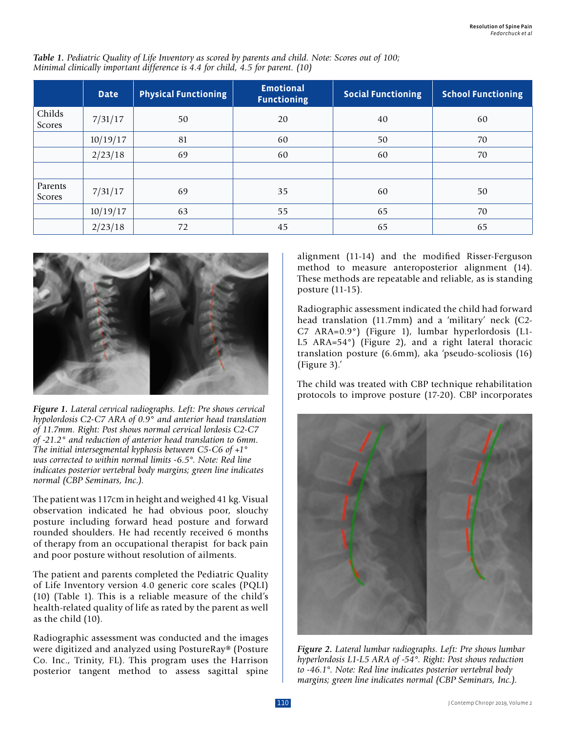*Table 1. Pediatric Quality of Life Inventory as scored by parents and child. Note: Scores out of 100; Minimal clinically important difference is 4.4 for child, 4.5 for parent. (10)*

| | Date | Physical Functioning | Emotional Functioning | Social Functioning | School Functioning |
|---|---|---|---|---|---|
| Childs Scores | 7/31/17 | 50 | 20 | 40 | 60 |
| | 10/19/17 | 81 | 60 | 50 | 70 |
| | 2/23/18 | 69 | 60 | 60 | 70 |
| | | | | | |
| Parents Scores | 7/31/17 | 69 | 35 | 60 | 50 |
| | 10/19/17 | 63 | 55 | 65 | 70 |
| | 2/23/18 | 72 | 45 | 65 | 65 |

*Figure 1. Lateral cervical radiographs. Left: Pre shows cervical hypolordosis C2-C7 ARA of 0.9° and anterior head translation of 11.7mm. Right: Post shows normal cervical lordosis C2-C7 of -21.2° and reduction of anterior head translation to 6mm. The initial intersegmental kyphosis between C5-C6 of +1° was corrected to within normal limits -6.5°. Note: Red line indicates posterior vertebral body margins; green line indicates normal (CBP Seminars, Inc.).*

The patient was 117cm in height and weighed 41 kg. Visual observation indicated he had obvious poor, slouchy posture including forward head posture and forward rounded shoulders. He had recently received 6 months of therapy from an occupational therapist for back pain and poor posture without resolution of ailments.

The patient and parents completed the Pediatric Quality of Life Inventory version 4.0 generic core scales (PQLI) (10) (Table 1). This is a reliable measure of the child's health-related quality of life as rated by the parent as well as the child (10).

Radiographic assessment was conducted and the images were digitized and analyzed using PostureRay® (Posture Co. Inc., Trinity, FL). This program uses the Harrison posterior tangent method to assess sagittal spine alignment (11-14) and the modified Risser-Ferguson method to measure anteroposterior alignment (14). These methods are repeatable and reliable, as is standing posture (11-15).

Radiographic assessment indicated the child had forward head translation (11.7mm) and a 'military' neck (C2-C7 ARA=0.9°) (Figure 1), lumbar hyperlordosis (L1-L5 ARA=54°) (Figure 2), and a right lateral thoracic translation posture (6.6mm), aka 'pseudo-scoliosis (16) (Figure 3).'

The child was treated with CBP technique rehabilitation protocols to improve posture (17-20). CBP incorporates

*Figure 2. Lateral lumbar radiographs. Left: Pre shows lumbar hyperlordosis L1-L5 ARA of -54°. Right: Post shows reduction to -46.1°. Note: Red line indicates posterior vertebral body margins; green line indicates normal (CBP Seminars, Inc.).*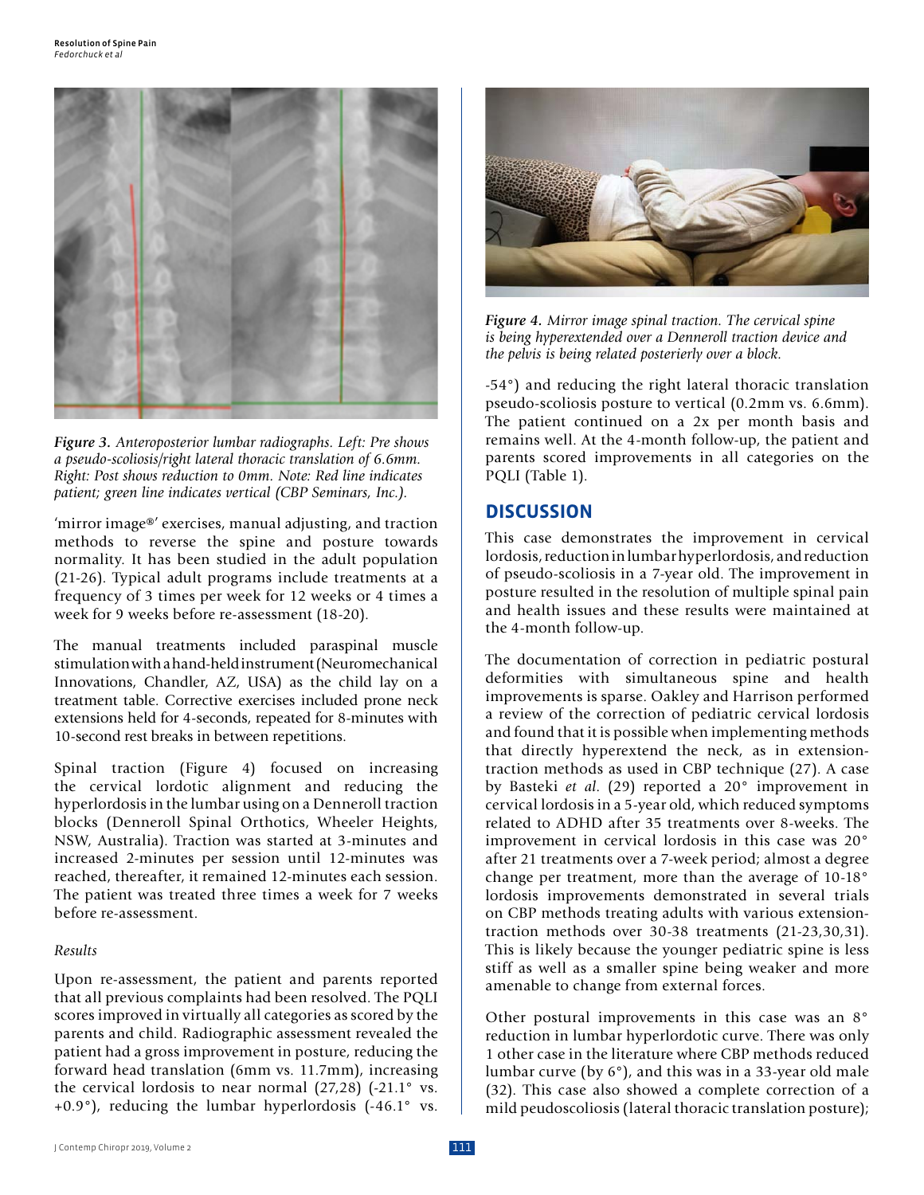*Figure 3. Anteroposterior lumbar radiographs. Left: Pre shows a pseudo-scoliosis/right lateral thoracic translation of 6.6mm. Right: Post shows reduction to 0mm. Note: Red line indicates patient; green line indicates vertical (CBP Seminars, Inc.).*

'mirror image®' exercises, manual adjusting, and traction methods to reverse the spine and posture towards normality. It has been studied in the adult population (21-26). Typical adult programs include treatments at a frequency of 3 times per week for 12 weeks or 4 times a week for 9 weeks before re-assessment (18-20).

The manual treatments included paraspinal muscle stimulation with a hand-held instrument (Neuromechanical Innovations, Chandler, AZ, USA) as the child lay on a treatment table. Corrective exercises included prone neck extensions held for 4-seconds, repeated for 8-minutes with 10-second rest breaks in between repetitions.

Spinal traction (Figure 4) focused on increasing the cervical lordotic alignment and reducing the hyperlordosis in the lumbar using on a Denneroll traction blocks (Denneroll Spinal Orthotics, Wheeler Heights, NSW, Australia). Traction was started at 3-minutes and increased 2-minutes per session until 12-minutes was reached, thereafter, it remained 12-minutes each session. The patient was treated three times a week for 7 weeks before re-assessment.

*Results*

Upon re-assessment, the patient and parents reported that all previous complaints had been resolved. The PQLI scores improved in virtually all categories as scored by the parents and child. Radiographic assessment revealed the patient had a gross improvement in posture, reducing the forward head translation (6mm vs. 11.7mm), increasing the cervical lordosis to near normal (27,28) (-21.1° vs. +0.9°), reducing the lumbar hyperlordosis (-46.1° vs. -54°) and reducing the right lateral thoracic translation pseudo-scoliosis posture to vertical (0.2mm vs. 6.6mm). The patient continued on a 2x per month basis and remains well. At the 4-month follow-up, the patient and parents scored improvements in all categories on the PQLI (Table 1).

*Figure 4. Mirror image spinal traction. The cervical spine is being hyperextended over a Denneroll traction device and the pelvis is being related posterierly over a block.*

## DISCUSSION

This case demonstrates the improvement in cervical lordosis, reduction in lumbar hyperlordosis, and reduction of pseudo-scoliosis in a 7-year old. The improvement in posture resulted in the resolution of multiple spinal pain and health issues and these results were maintained at the 4-month follow-up.

The documentation of correction in pediatric postural deformities with simultaneous spine and health improvements is sparse. Oakley and Harrison performed a review of the correction of pediatric cervical lordosis and found that it is possible when implementing methods that directly hyperextend the neck, as in extension-traction methods as used in CBP technique (27). A case by Basteki *et al.* (29) reported a 20° improvement in cervical lordosis in a 5-year old, which reduced symptoms related to ADHD after 35 treatments over 8-weeks. The improvement in cervical lordosis in this case was 20° after 21 treatments over a 7-week period; almost a degree change per treatment, more than the average of 10-18° lordosis improvements demonstrated in several trials on CBP methods treating adults with various extension-traction methods over 30-38 treatments (21-23,30,31). This is likely because the younger pediatric spine is less stiff as well as a smaller spine being weaker and more amenable to change from external forces.

Other postural improvements in this case was an 8° reduction in lumbar hyperlordotic curve. There was only 1 other case in the literature where CBP methods reduced lumbar curve (by 6°), and this was in a 33-year old male (32). This case also showed a complete correction of a mild peudoscoliosis (lateral thoracic translation posture);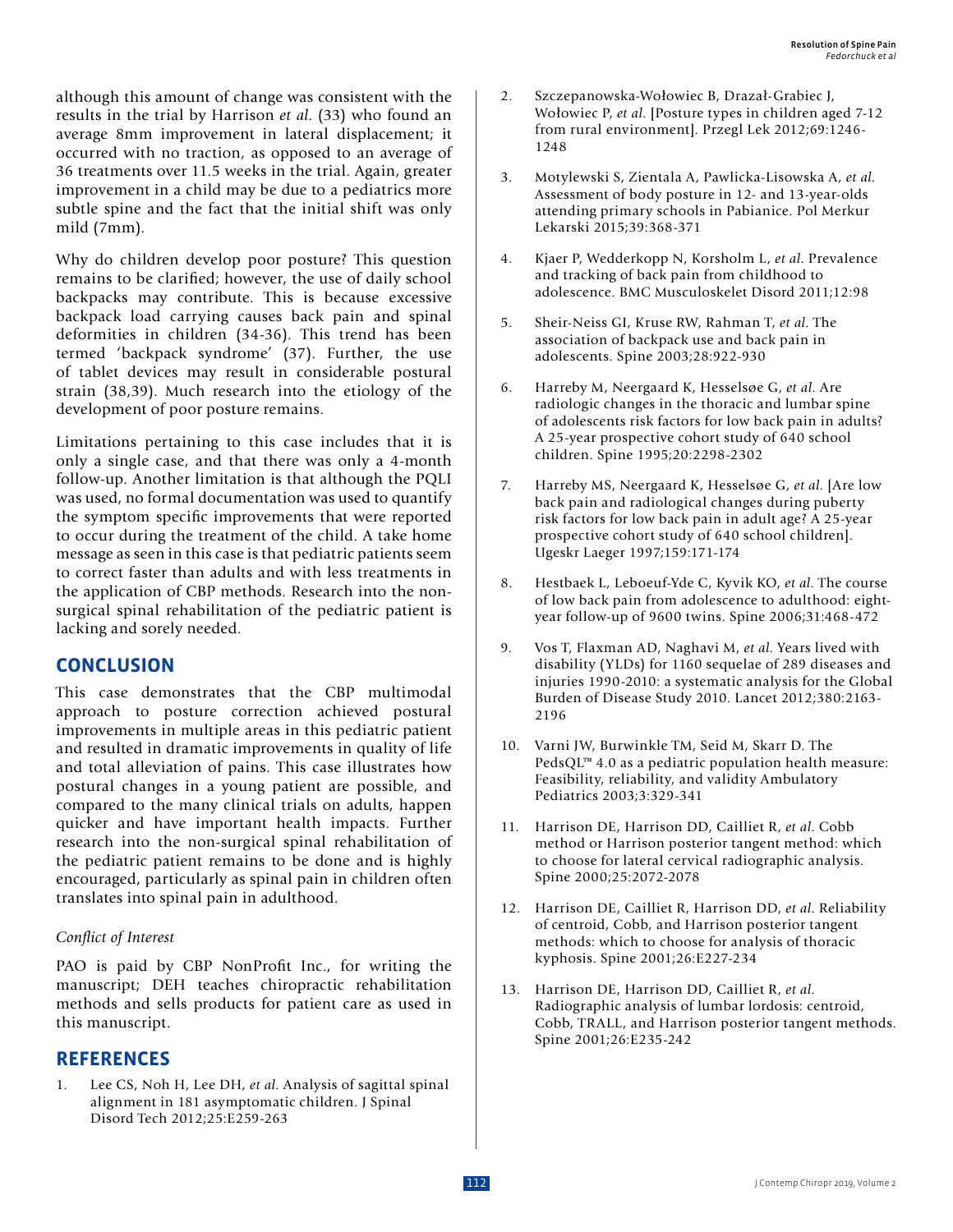although this amount of change was consistent with the results in the trial by Harrison *et al.* (33) who found an average 8mm improvement in lateral displacement; it occurred with no traction, as opposed to an average of 36 treatments over 11.5 weeks in the trial. Again, greater improvement in a child may be due to a pediatrics more subtle spine and the fact that the initial shift was only mild (7mm).

Why do children develop poor posture? This question remains to be clarified; however, the use of daily school backpacks may contribute. This is because excessive backpack load carrying causes back pain and spinal deformities in children (34-36). This trend has been termed 'backpack syndrome' (37). Further, the use of tablet devices may result in considerable postural strain (38,39). Much research into the etiology of the development of poor posture remains.

Limitations pertaining to this case includes that it is only a single case, and that there was only a 4-month follow-up. Another limitation is that although the PQLI was used, no formal documentation was used to quantify the symptom specific improvements that were reported to occur during the treatment of the child. A take home message as seen in this case is that pediatric patients seem to correct faster than adults and with less treatments in the application of CBP methods. Research into the non-surgical spinal rehabilitation of the pediatric patient is lacking and sorely needed.

## CONCLUSION

This case demonstrates that the CBP multimodal approach to posture correction achieved postural improvements in multiple areas in this pediatric patient and resulted in dramatic improvements in quality of life and total alleviation of pains. This case illustrates how postural changes in a young patient are possible, and compared to the many clinical trials on adults, happen quicker and have important health impacts. Further research into the non-surgical spinal rehabilitation of the pediatric patient remains to be done and is highly encouraged, particularly as spinal pain in children often translates into spinal pain in adulthood.

*Conflict of Interest*

PAO is paid by CBP NonProfit Inc., for writing the manuscript; DEH teaches chiropractic rehabilitation methods and sells products for patient care as used in this manuscript.

## REFERENCES

1. Lee CS, Noh H, Lee DH, *et al.* Analysis of sagittal spinal alignment in 181 asymptomatic children. J Spinal Disord Tech 2012;25:E259-263
2. Szczepanowska-Wołowiec B, Drazał-Grabiec J, Wołowiec P, *et al.* [Posture types in children aged 7-12 from rural environment]. Przegl Lek 2012;69:1246-1248
3. Motylewski S, Zientala A, Pawlicka-Lisowska A, *et al.* Assessment of body posture in 12- and 13-year-olds attending primary schools in Pabianice. Pol Merkur Lekarski 2015;39:368-371
4. Kjaer P, Wedderkopp N, Korsholm L, *et al.* Prevalence and tracking of back pain from childhood to adolescence. BMC Musculoskelet Disord 2011;12:98
5. Sheir-Neiss GI, Kruse RW, Rahman T, *et al.* The association of backpack use and back pain in adolescents. Spine 2003;28:922-930
6. Harreby M, Neergaard K, Hesselsøe G, *et al.* Are radiologic changes in the thoracic and lumbar spine of adolescents risk factors for low back pain in adults? A 25-year prospective cohort study of 640 school children. Spine 1995;20:2298-2302
7. Harreby MS, Neergaard K, Hesselsøe G, *et al.* [Are low back pain and radiological changes during puberty risk factors for low back pain in adult age? A 25-year prospective cohort study of 640 school children]. Ugeskr Laeger 1997;159:171-174
8. Hestbaek L, Leboeuf-Yde C, Kyvik KO, *et al.* The course of low back pain from adolescence to adulthood: eight-year follow-up of 9600 twins. Spine 2006;31:468-472
9. Vos T, Flaxman AD, Naghavi M, *et al.* Years lived with disability (YLDs) for 1160 sequelae of 289 diseases and injuries 1990-2010: a systematic analysis for the Global Burden of Disease Study 2010. Lancet 2012;380:2163-2196
10. Varni JW, Burwinkle TM, Seid M, Skarr D. The PedsQL™ 4.0 as a pediatric population health measure: Feasibility, reliability, and validity Ambulatory Pediatrics 2003;3:329-341
11. Harrison DE, Harrison DD, Cailliet R, *et al.* Cobb method or Harrison posterior tangent method: which to choose for lateral cervical radiographic analysis. Spine 2000;25:2072-2078
12. Harrison DE, Cailliet R, Harrison DD, *et al.* Reliability of centroid, Cobb, and Harrison posterior tangent methods: which to choose for analysis of thoracic kyphosis. Spine 2001;26:E227-234
13. Harrison DE, Harrison DD, Cailliet R, *et al.* Radiographic analysis of lumbar lordosis: centroid, Cobb, TRALL, and Harrison posterior tangent methods. Spine 2001;26:E235-242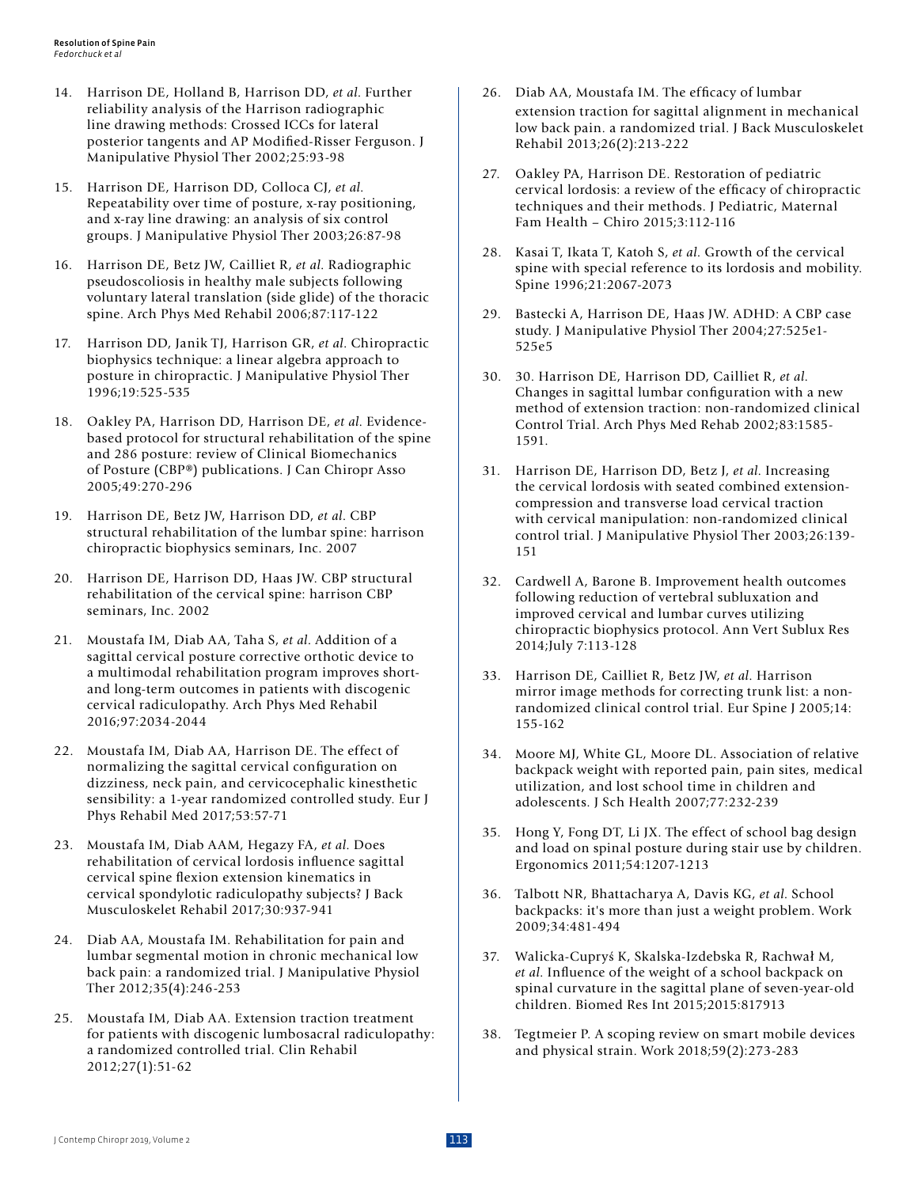14. Harrison DE, Holland B, Harrison DD, *et al.* Further reliability analysis of the Harrison radiographic line drawing methods: Crossed ICCs for lateral posterior tangents and AP Modified-Risser Ferguson. J Manipulative Physiol Ther 2002;25:93-98

15. Harrison DE, Harrison DD, Colloca CJ, *et al.* Repeatability over time of posture, x-ray positioning, and x-ray line drawing: an analysis of six control groups. J Manipulative Physiol Ther 2003;26:87-98

16. Harrison DE, Betz JW, Cailliet R, *et al.* Radiographic pseudoscoliosis in healthy male subjects following voluntary lateral translation (side glide) of the thoracic spine. Arch Phys Med Rehabil 2006;87:117-122

17. Harrison DD, Janik TJ, Harrison GR, *et al.* Chiropractic biophysics technique: a linear algebra approach to posture in chiropractic. J Manipulative Physiol Ther 1996;19:525-535

18. Oakley PA, Harrison DD, Harrison DE, *et al.* Evidence-based protocol for structural rehabilitation of the spine and 286 posture: review of Clinical Biomechanics of Posture (CBP®) publications. J Can Chiropr Asso 2005;49:270-296

19. Harrison DE, Betz JW, Harrison DD, *et al.* CBP structural rehabilitation of the lumbar spine: harrison chiropractic biophysics seminars, Inc. 2007

20. Harrison DE, Harrison DD, Haas JW. CBP structural rehabilitation of the cervical spine: harrison CBP seminars, Inc. 2002

21. Moustafa IM, Diab AA, Taha S, *et al.* Addition of a sagittal cervical posture corrective orthotic device to a multimodal rehabilitation program improves short- and long-term outcomes in patients with discogenic cervical radiculopathy. Arch Phys Med Rehabil 2016;97:2034-2044

22. Moustafa IM, Diab AA, Harrison DE. The effect of normalizing the sagittal cervical configuration on dizziness, neck pain, and cervicocephalic kinesthetic sensibility: a 1-year randomized controlled study. Eur J Phys Rehabil Med 2017;53:57-71

23. Moustafa IM, Diab AAM, Hegazy FA, *et al.* Does rehabilitation of cervical lordosis influence sagittal cervical spine flexion extension kinematics in cervical spondylotic radiculopathy subjects? J Back Musculoskelet Rehabil 2017;30:937-941

24. Diab AA, Moustafa IM. Rehabilitation for pain and lumbar segmental motion in chronic mechanical low back pain: a randomized trial. J Manipulative Physiol Ther 2012;35(4):246-253

25. Moustafa IM, Diab AA. Extension traction treatment for patients with discogenic lumbosacral radiculopathy: a randomized controlled trial. Clin Rehabil 2012;27(1):51-62

26. Diab AA, Moustafa IM. The efficacy of lumbar extension traction for sagittal alignment in mechanical low back pain. a randomized trial. J Back Musculoskelet Rehabil 2013;26(2):213-222

27. Oakley PA, Harrison DE. Restoration of pediatric cervical lordosis: a review of the efficacy of chiropractic techniques and their methods. J Pediatric, Maternal Fam Health – Chiro 2015;3:112-116

28. Kasai T, Ikata T, Katoh S, *et al.* Growth of the cervical spine with special reference to its lordosis and mobility. Spine 1996;21:2067-2073

29. Bastecki A, Harrison DE, Haas JW. ADHD: A CBP case study. J Manipulative Physiol Ther 2004;27:525e1-525e5

30. 30. Harrison DE, Harrison DD, Cailliet R, *et al.* Changes in sagittal lumbar configuration with a new method of extension traction: non-randomized clinical Control Trial. Arch Phys Med Rehab 2002;83:1585-1591.

31. Harrison DE, Harrison DD, Betz J, *et al.* Increasing the cervical lordosis with seated combined extension-compression and transverse load cervical traction with cervical manipulation: non-randomized clinical control trial. J Manipulative Physiol Ther 2003;26:139-151

32. Cardwell A, Barone B. Improvement health outcomes following reduction of vertebral subluxation and improved cervical and lumbar curves utilizing chiropractic biophysics protocol. Ann Vert Sublux Res 2014;July 7:113-128

33. Harrison DE, Cailliet R, Betz JW, *et al.* Harrison mirror image methods for correcting trunk list: a non-randomized clinical control trial. Eur Spine J 2005;14: 155-162

34. Moore MJ, White GL, Moore DL. Association of relative backpack weight with reported pain, pain sites, medical utilization, and lost school time in children and adolescents. J Sch Health 2007;77:232-239

35. Hong Y, Fong DT, Li JX. The effect of school bag design and load on spinal posture during stair use by children. Ergonomics 2011;54:1207-1213

36. Talbott NR, Bhattacharya A, Davis KG, *et al.* School backpacks: it's more than just a weight problem. Work 2009;34:481-494

37. Walicka-Cupryś K, Skalska-Izdebska R, Rachwał M, *et al.* Influence of the weight of a school backpack on spinal curvature in the sagittal plane of seven-year-old children. Biomed Res Int 2015;2015:817913

38. Tegtmeier P. A scoping review on smart mobile devices and physical strain. Work 2018;59(2):273-283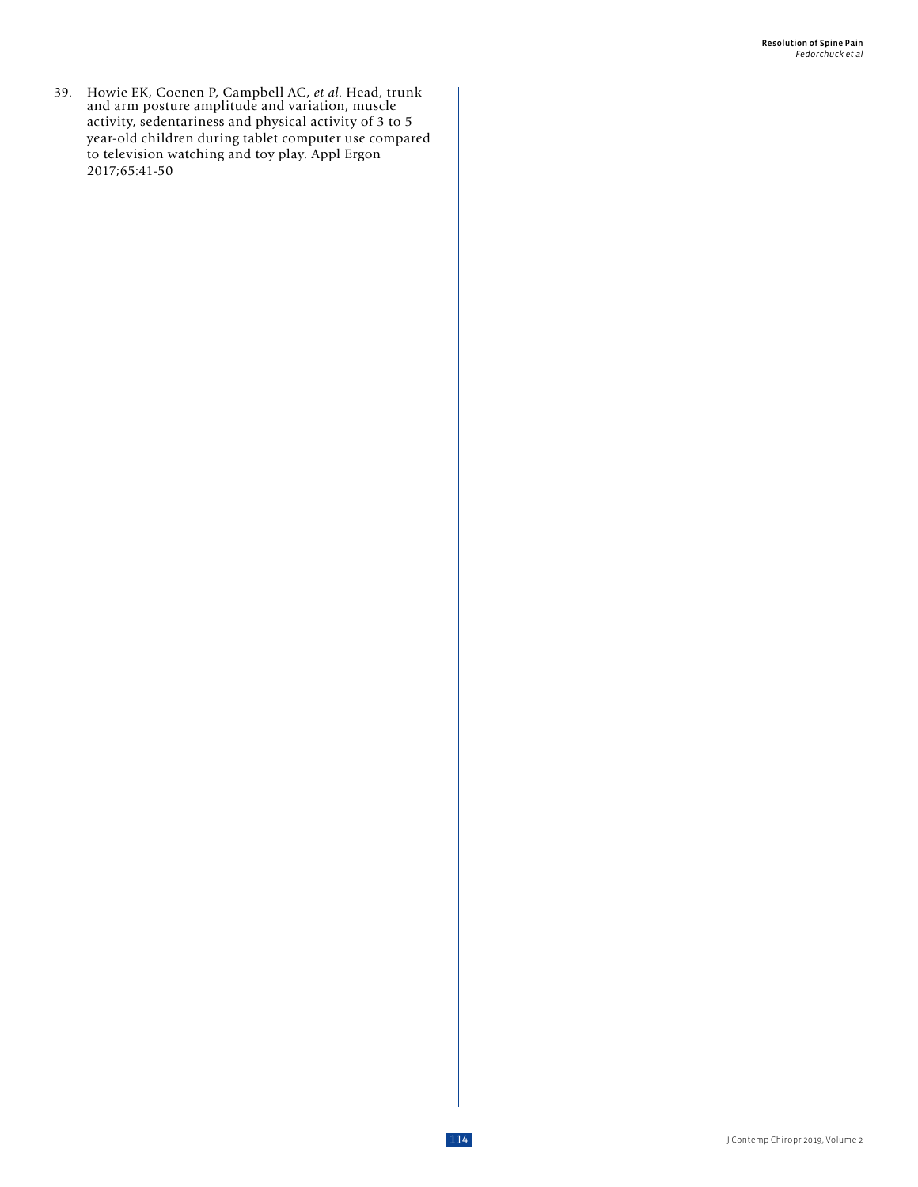39. Howie EK, Coenen P, Campbell AC, *et al.* Head, trunk and arm posture amplitude and variation, muscle activity, sedentariness and physical activity of 3 to 5 year-old children during tablet computer use compared to television watching and toy play. Appl Ergon 2017;65:41-50